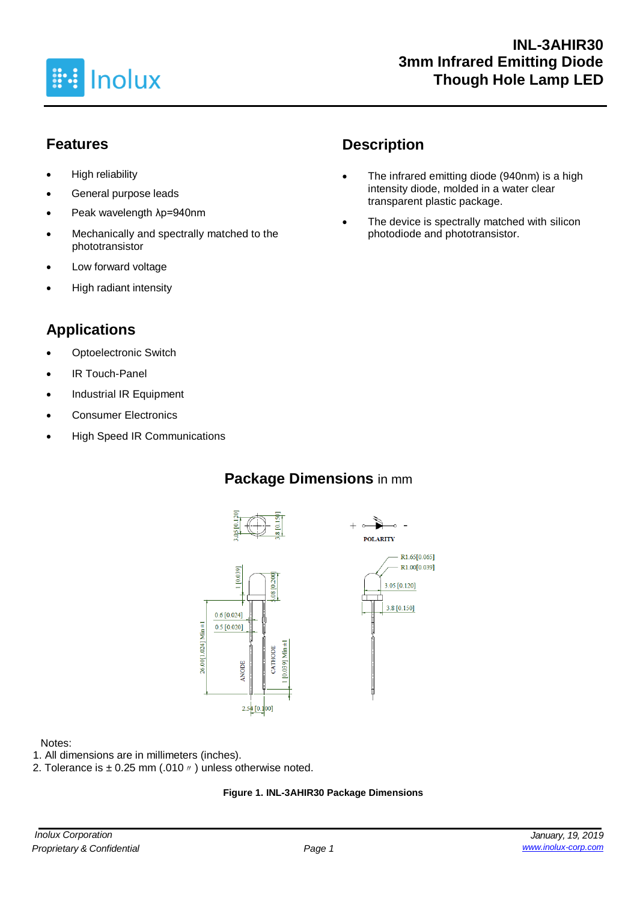# INL-3AHIR30
# 3mm Infrared Emitting Diode Though Hole Lamp LED

## Features

- High reliability
- General purpose leads
- Peak wavelength λp=940nm
- Mechanically and spectrally matched to the phototransistor
- Low forward voltage
- High radiant intensity

## Description

- The infrared emitting diode (940nm) is a high intensity diode, molded in a water clear transparent plastic package.
- The device is spectrally matched with silicon photodiode and phototransistor.

## Applications

- Optoelectronic Switch
- IR Touch-Panel
- Industrial IR Equipment
- Consumer Electronics
- High Speed IR Communications

## Package Dimensions in mm

Notes:
1. All dimensions are in millimeters (inches).
2. Tolerance is ± 0.25 mm (.010〃) unless otherwise noted.

**Figure 1. INL-3AHIR30 Package Dimensions**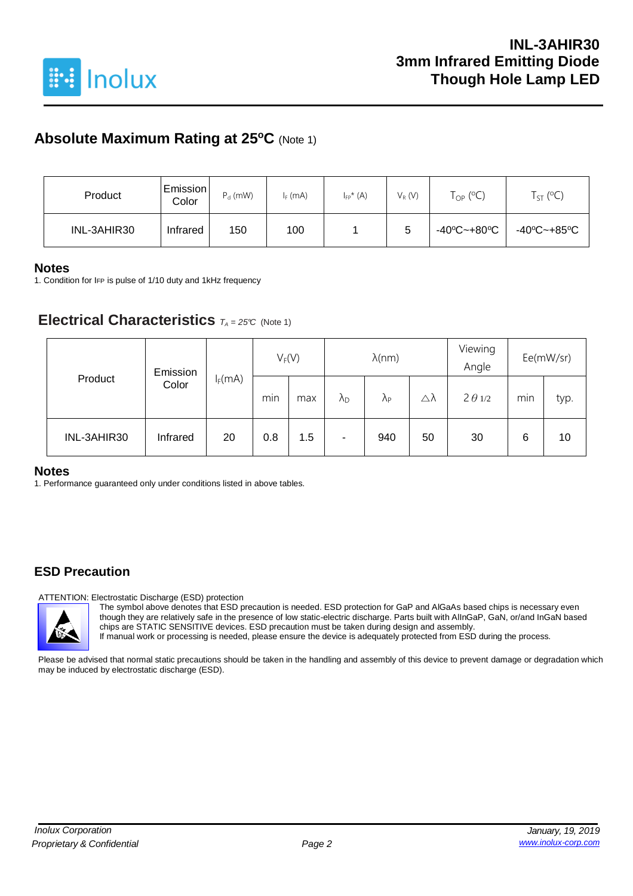## Absolute Maximum Rating at 25ºC (Note 1)

| Product | Emission Color | $P_d$ (mW) | $I_F$ (mA) | $I_{FP}$* (A) | $V_R$ (V) | $T_{OP}$ (ºC) | $T_{ST}$ (ºC) |
|---|---|---|---|---|---|---|---|
| INL-3AHIR30 | Infrared | 150 | 100 | 1 | 5 | -40ºC~+80ºC | -40ºC~+85ºC |

### Notes

1. Condition for IFP is pulse of 1/10 duty and 1kHz frequency

## Electrical Characteristics $T_A = 25℃$ (Note 1)

| Product | Emission Color | $I_F$(mA) | $V_F$(V) | | λ(nm) | | | Viewing Angle | Ee(mW/sr) | |
|---|---|---|---|---|---|---|---|---|---|---|
| | | | min | max | $\lambda_D$ | $\lambda_P$ | △λ | $2\theta_{1/2}$ | min | typ. |
| INL-3AHIR30 | Infrared | 20 | 0.8 | 1.5 | - | 940 | 50 | 30 | 6 | 10 |

### Notes

1. Performance guaranteed only under conditions listed in above tables.

## ESD Precaution

ATTENTION: Electrostatic Discharge (ESD) protection

The symbol above denotes that ESD precaution is needed. ESD protection for GaP and AlGaAs based chips is necessary even though they are relatively safe in the presence of low static-electric discharge. Parts built with AlInGaP, GaN, or/and InGaN based chips are STATIC SENSITIVE devices. ESD precaution must be taken during design and assembly.
If manual work or processing is needed, please ensure the device is adequately protected from ESD during the process.

Please be advised that normal static precautions should be taken in the handling and assembly of this device to prevent damage or degradation which may be induced by electrostatic discharge (ESD).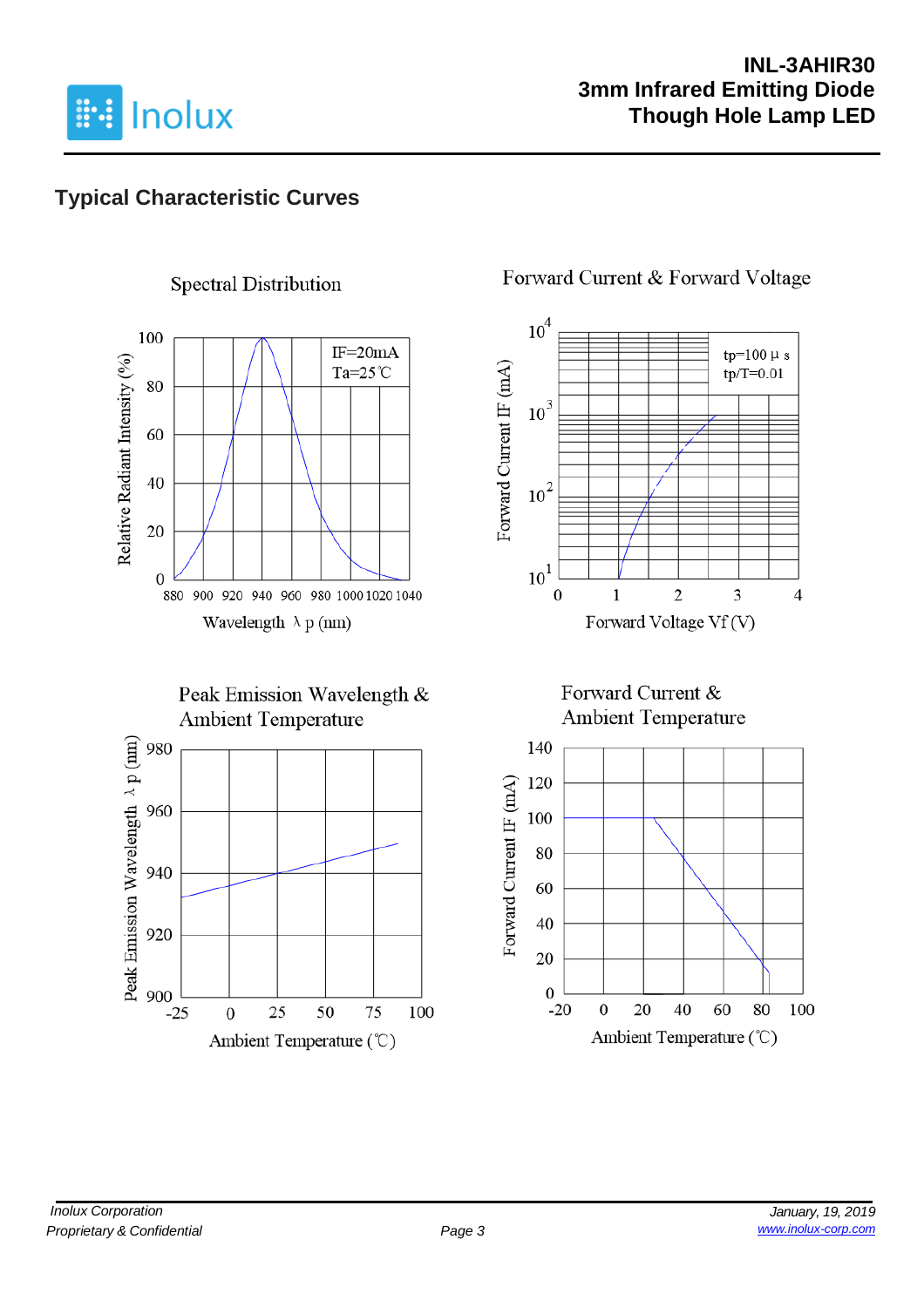## Typical Characteristic Curves

**Spectral Distribution**

IF=20mA
Ta=25℃

Relative Radiant Intensity (%)

Wavelength λp (nm)

**Forward Current & Forward Voltage**

tp=100μs
tp/T=0.01

Forward Current IF (mA)

Forward Voltage Vf (V)

**Peak Emission Wavelength & Ambient Temperature**

Peak Emission Wavelength λp (nm)

Ambient Temperature (℃)

**Forward Current & Ambient Temperature**

Forward Current IF (mA)

Ambient Temperature (℃)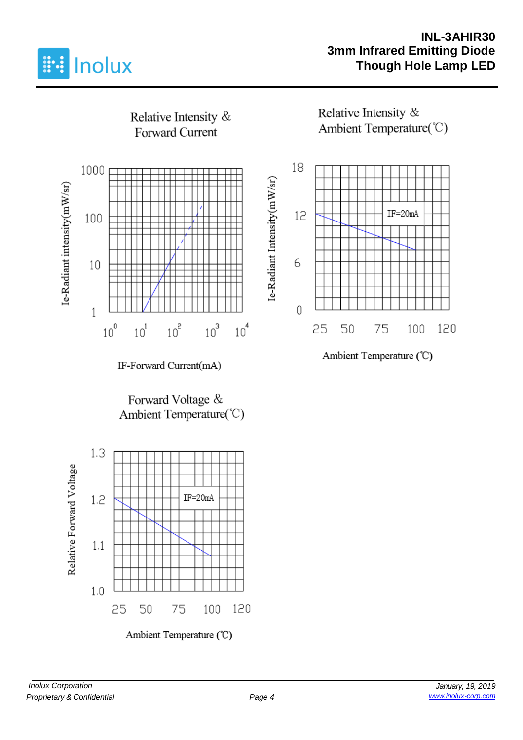Relative Intensity & Forward Current

Ie-Radiant intensity(mW/sr)

1000
100
10
1

$10^0$ $10^1$ $10^2$ $10^3$ $10^4$

IF-Forward Current(mA)

Relative Intensity & Ambient Temperature(℃)

Ie-Radiant Intensity(mW/sr)

18
12
6
0

IF=20mA

25 50 75 100 120

Ambient Temperature (℃)

Forward Voltage & Ambient Temperature(℃)

Relative Forward Voltage

1.3
1.2
1.1
1.0

IF=20mA

25 50 75 100 120

Ambient Temperature (℃)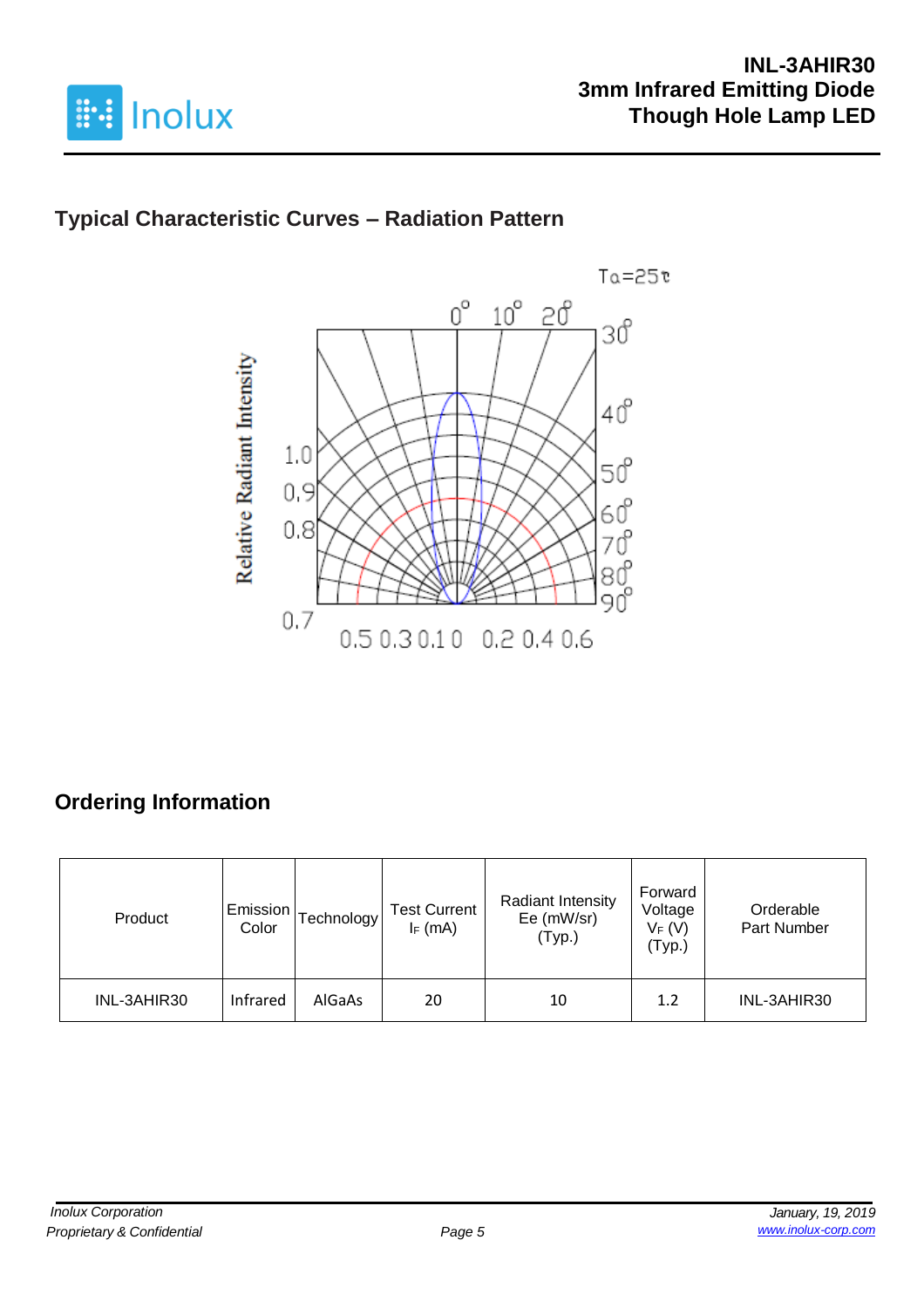## Typical Characteristic Curves – Radiation Pattern

## Ordering Information

| Product | Emission Color | Technology | Test Current $I_F$ (mA) | Radiant Intensity Ee (mW/sr) (Typ.) | Forward Voltage $V_F$ (V) (Typ.) | Orderable Part Number |
|---|---|---|---|---|---|---|
| INL-3AHIR30 | Infrared | AlGaAs | 20 | 10 | 1.2 | INL-3AHIR30 |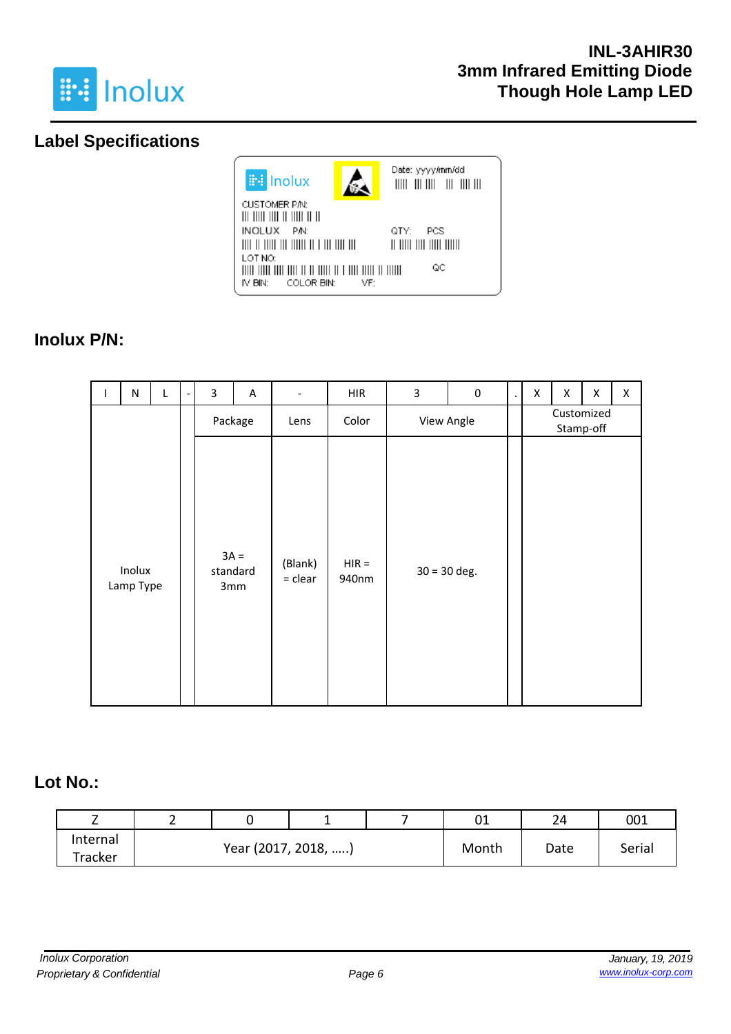## Label Specifications

Inolux

Date: yyyy/mm/dd

CUSTOMER P/N:

INOLUX P/N:

QTY: PCS

LOT NO:

QC

IV BIN: COLOR BIN: VF:

## Inolux P/N:

| I | N | L | - | 3 | A | - | HIR | 3 | 0 | . | X | X | X | X |
|---|---|---|---|---|---|---|---|---|---|---|---|---|---|---|
| Inolux Lamp Type | | | | Package | | Lens | Color | View Angle | | | Customized Stamp-off | | | |
| | | | | 3A = standard 3mm | | (Blank) = clear | HIR = 940nm | 30 = 30 deg. | | | | | | |

## Lot No.:

| Z | 2 | 0 | 1 | 7 | 01 | 24 | 001 |
|---|---|---|---|---|---|---|---|
| Internal Tracker | Year (2017, 2018, …..) | | | | Month | Date | Serial |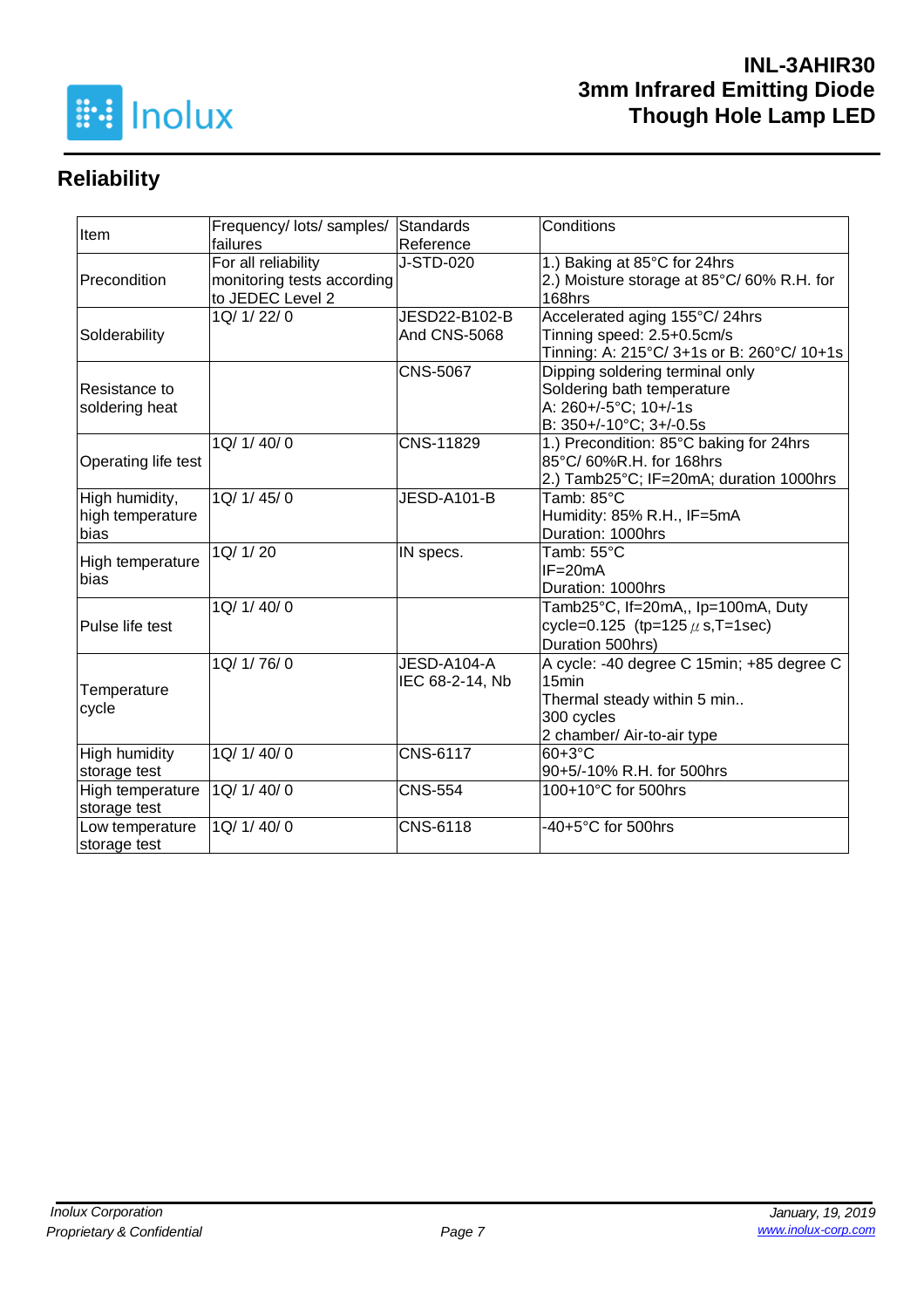## Reliability

| Item | Frequency/ lots/ samples/ failures | Standards Reference | Conditions |
|---|---|---|---|
| Precondition | For all reliability monitoring tests according to JEDEC Level 2 | J-STD-020 | 1.) Baking at 85°C for 24hrs<br>2.) Moisture storage at 85°C/ 60% R.H. for 168hrs |
| Solderability | 1Q/ 1/ 22/ 0 | JESD22-B102-B And CNS-5068 | Accelerated aging 155°C/ 24hrs<br>Tinning speed: 2.5+0.5cm/s<br>Tinning: A: 215°C/ 3+1s or B: 260°C/ 10+1s |
| Resistance to soldering heat | | CNS-5067 | Dipping soldering terminal only<br>Soldering bath temperature<br>A: 260+/-5°C; 10+/-1s<br>B: 350+/-10°C; 3+/-0.5s |
| Operating life test | 1Q/ 1/ 40/ 0 | CNS-11829 | 1.) Precondition: 85°C baking for 24hrs 85°C/ 60%R.H. for 168hrs<br>2.) Tamb25°C; IF=20mA; duration 1000hrs |
| High humidity, high temperature bias | 1Q/ 1/ 45/ 0 | JESD-A101-B | Tamb: 85°C<br>Humidity: 85% R.H., IF=5mA<br>Duration: 1000hrs |
| High temperature bias | 1Q/ 1/ 20 | IN specs. | Tamb: 55°C<br>IF=20mA<br>Duration: 1000hrs |
| Pulse life test | 1Q/ 1/ 40/ 0 | | Tamb25°C, If=20mA,, Ip=100mA, Duty cycle=0.125 (tp=125 μs,T=1sec)<br>Duration 500hrs) |
| Temperature cycle | 1Q/ 1/ 76/ 0 | JESD-A104-A IEC 68-2-14, Nb | A cycle: -40 degree C 15min; +85 degree C 15min<br>Thermal steady within 5 min..<br>300 cycles<br>2 chamber/ Air-to-air type |
| High humidity storage test | 1Q/ 1/ 40/ 0 | CNS-6117 | 60+3°C<br>90+5/-10% R.H. for 500hrs |
| High temperature storage test | 1Q/ 1/ 40/ 0 | CNS-554 | 100+10°C for 500hrs |
| Low temperature storage test | 1Q/ 1/ 40/ 0 | CNS-6118 | -40+5°C for 500hrs |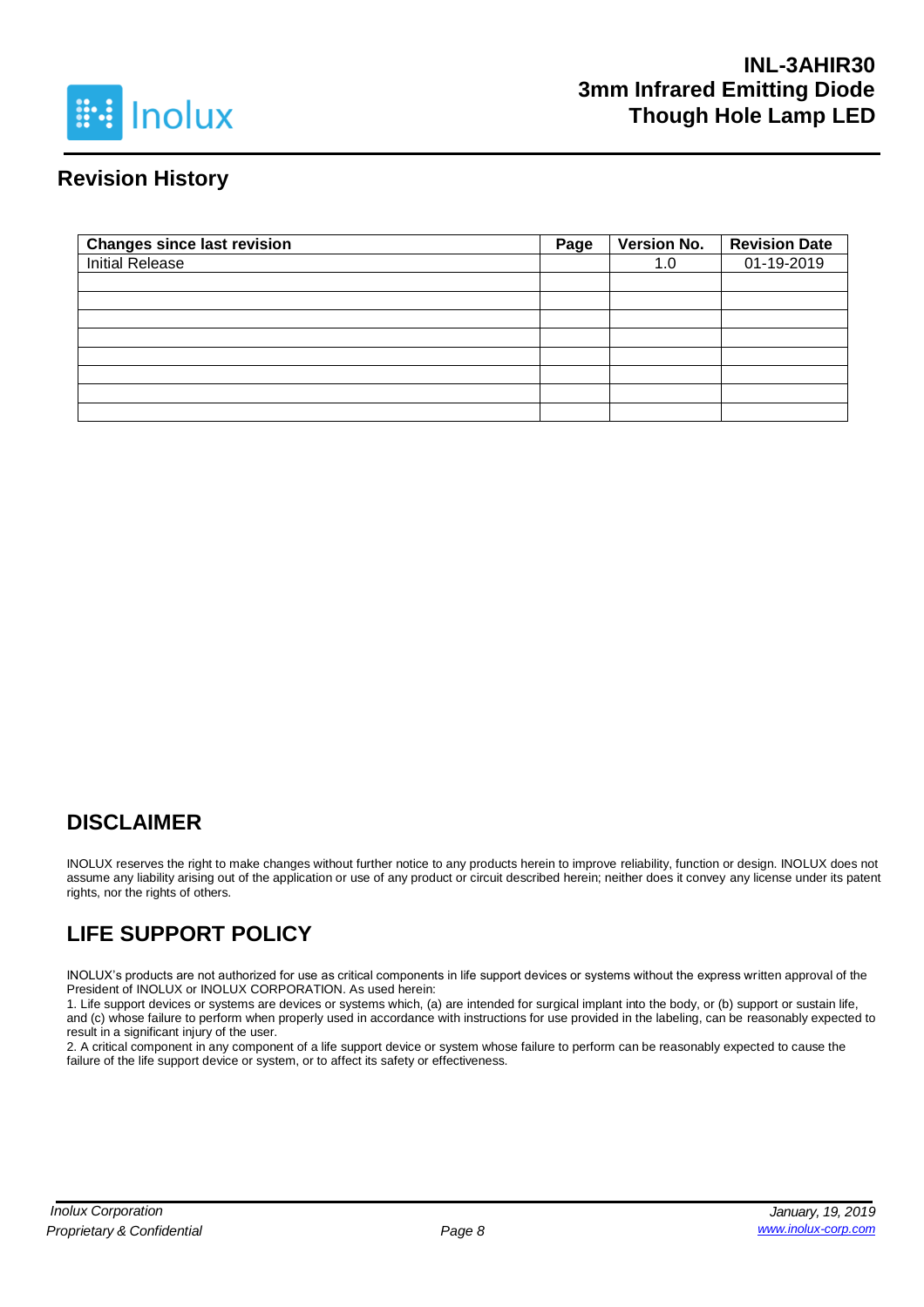## Revision History

| Changes since last revision | Page | Version No. | Revision Date |
|---|---|---|---|
| Initial Release | | 1.0 | 01-19-2019 |
| | | | |
| | | | |
| | | | |
| | | | |
| | | | |
| | | | |
| | | | |
| | | | |

## DISCLAIMER

INOLUX reserves the right to make changes without further notice to any products herein to improve reliability, function or design. INOLUX does not assume any liability arising out of the application or use of any product or circuit described herein; neither does it convey any license under its patent rights, nor the rights of others.

## LIFE SUPPORT POLICY

INOLUX's products are not authorized for use as critical components in life support devices or systems without the express written approval of the President of INOLUX or INOLUX CORPORATION. As used herein:

1. Life support devices or systems are devices or systems which, (a) are intended for surgical implant into the body, or (b) support or sustain life, and (c) whose failure to perform when properly used in accordance with instructions for use provided in the labeling, can be reasonably expected to result in a significant injury of the user.

2. A critical component in any component of a life support device or system whose failure to perform can be reasonably expected to cause the failure of the life support device or system, or to affect its safety or effectiveness.